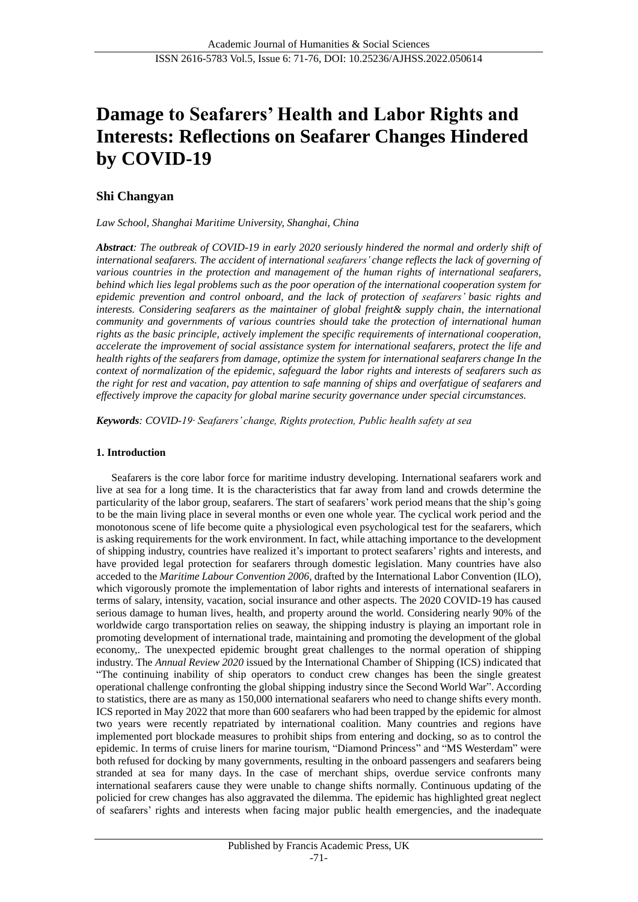# Damage to Seafarers' Health and Labor Rights and Interests: Reflections on Seafarer Changes Hindered by COVID-19

**Shi Changyan**

*Law School, Shanghai Maritime University, Shanghai, China*

***Abstract**: The outbreak of COVID-19 in early 2020 seriously hindered the normal and orderly shift of international seafarers. The accident of international seafarers' change reflects the lack of governing of various countries in the protection and management of the human rights of international seafarers, behind which lies legal problems such as the poor operation of the international cooperation system for epidemic prevention and control onboard, and the lack of protection of seafarers' basic rights and interests. Considering seafarers as the maintainer of global freight& supply chain, the international community and governments of various countries should take the protection of international human rights as the basic principle, actively implement the specific requirements of international cooperation, accelerate the improvement of social assistance system for international seafarers, protect the life and health rights of the seafarers from damage, optimize the system for international seafarers change In the context of normalization of the epidemic, safeguard the labor rights and interests of seafarers such as the right for rest and vacation, pay attention to safe manning of ships and overfatigue of seafarers and effectively improve the capacity for global marine security governance under special circumstances.*

***Keywords**: COVID-19· Seafarers' change, Rights protection, Public health safety at sea*

## 1. Introduction

Seafarers is the core labor force for maritime industry developing. International seafarers work and live at sea for a long time. It is the characteristics that far away from land and crowds determine the particularity of the labor group, seafarers. The start of seafarers' work period means that the ship's going to be the main living place in several months or even one whole year. The cyclical work period and the monotonous scene of life become quite a physiological even psychological test for the seafarers, which is asking requirements for the work environment. In fact, while attaching importance to the development of shipping industry, countries have realized it's important to protect seafarers' rights and interests, and have provided legal protection for seafarers through domestic legislation. Many countries have also acceded to the *Maritime Labour Convention 2006*, drafted by the International Labor Convention (ILO), which vigorously promote the implementation of labor rights and interests of international seafarers in terms of salary, intensity, vacation, social insurance and other aspects. The 2020 COVID-19 has caused serious damage to human lives, health, and property around the world. Considering nearly 90% of the worldwide cargo transportation relies on seaway, the shipping industry is playing an important role in promoting development of international trade, maintaining and promoting the development of the global economy,. The unexpected epidemic brought great challenges to the normal operation of shipping industry. The *Annual Review 2020* issued by the International Chamber of Shipping (ICS) indicated that "The continuing inability of ship operators to conduct crew changes has been the single greatest operational challenge confronting the global shipping industry since the Second World War". According to statistics, there are as many as 150,000 international seafarers who need to change shifts every month. ICS reported in May 2022 that more than 600 seafarers who had been trapped by the epidemic for almost two years were recently repatriated by international coalition. Many countries and regions have implemented port blockade measures to prohibit ships from entering and docking, so as to control the epidemic. In terms of cruise liners for marine tourism, "Diamond Princess" and "MS Westerdam" were both refused for docking by many governments, resulting in the onboard passengers and seafarers being stranded at sea for many days. In the case of merchant ships, overdue service confronts many international seafarers cause they were unable to change shifts normally. Continuous updating of the policied for crew changes has also aggravated the dilemma. The epidemic has highlighted great neglect of seafarers' rights and interests when facing major public health emergencies, and the inadequate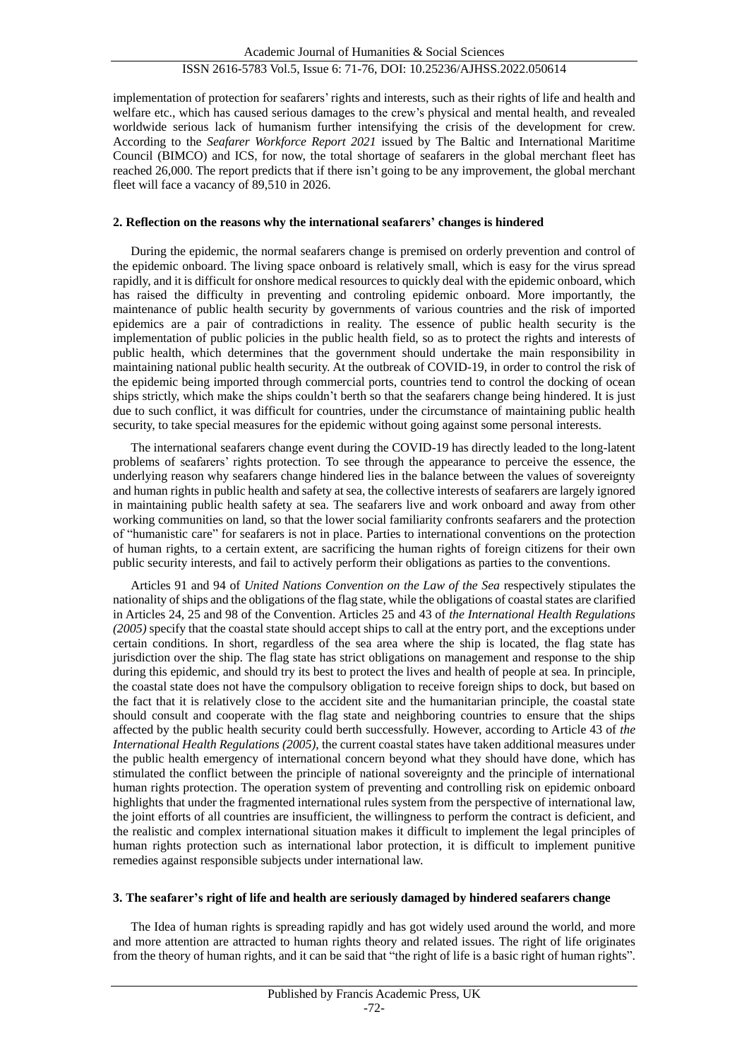implementation of protection for seafarers' rights and interests, such as their rights of life and health and welfare etc., which has caused serious damages to the crew's physical and mental health, and revealed worldwide serious lack of humanism further intensifying the crisis of the development for crew. According to the *Seafarer Workforce Report 2021* issued by The Baltic and International Maritime Council (BIMCO) and ICS, for now, the total shortage of seafarers in the global merchant fleet has reached 26,000. The report predicts that if there isn't going to be any improvement, the global merchant fleet will face a vacancy of 89,510 in 2026.

## 2. Reflection on the reasons why the international seafarers' changes is hindered

During the epidemic, the normal seafarers change is premised on orderly prevention and control of the epidemic onboard. The living space onboard is relatively small, which is easy for the virus spread rapidly, and it is difficult for onshore medical resources to quickly deal with the epidemic onboard, which has raised the difficulty in preventing and controling epidemic onboard. More importantly, the maintenance of public health security by governments of various countries and the risk of imported epidemics are a pair of contradictions in reality. The essence of public health security is the implementation of public policies in the public health field, so as to protect the rights and interests of public health, which determines that the government should undertake the main responsibility in maintaining national public health security. At the outbreak of COVID-19, in order to control the risk of the epidemic being imported through commercial ports, countries tend to control the docking of ocean ships strictly, which make the ships couldn't berth so that the seafarers change being hindered. It is just due to such conflict, it was difficult for countries, under the circumstance of maintaining public health security, to take special measures for the epidemic without going against some personal interests.

The international seafarers change event during the COVID-19 has directly leaded to the long-latent problems of seafarers' rights protection. To see through the appearance to perceive the essence, the underlying reason why seafarers change hindered lies in the balance between the values of sovereignty and human rights in public health and safety at sea, the collective interests of seafarers are largely ignored in maintaining public health safety at sea. The seafarers live and work onboard and away from other working communities on land, so that the lower social familiarity confronts seafarers and the protection of "humanistic care" for seafarers is not in place. Parties to international conventions on the protection of human rights, to a certain extent, are sacrificing the human rights of foreign citizens for their own public security interests, and fail to actively perform their obligations as parties to the conventions.

Articles 91 and 94 of *United Nations Convention on the Law of the Sea* respectively stipulates the nationality of ships and the obligations of the flag state, while the obligations of coastal states are clarified in Articles 24, 25 and 98 of the Convention. Articles 25 and 43 of *the International Health Regulations (2005)* specify that the coastal state should accept ships to call at the entry port, and the exceptions under certain conditions. In short, regardless of the sea area where the ship is located, the flag state has jurisdiction over the ship. The flag state has strict obligations on management and response to the ship during this epidemic, and should try its best to protect the lives and health of people at sea. In principle, the coastal state does not have the compulsory obligation to receive foreign ships to dock, but based on the fact that it is relatively close to the accident site and the humanitarian principle, the coastal state should consult and cooperate with the flag state and neighboring countries to ensure that the ships affected by the public health security could berth successfully. However, according to Article 43 of *the International Health Regulations (2005)*, the current coastal states have taken additional measures under the public health emergency of international concern beyond what they should have done, which has stimulated the conflict between the principle of national sovereignty and the principle of international human rights protection. The operation system of preventing and controlling risk on epidemic onboard highlights that under the fragmented international rules system from the perspective of international law, the joint efforts of all countries are insufficient, the willingness to perform the contract is deficient, and the realistic and complex international situation makes it difficult to implement the legal principles of human rights protection such as international labor protection, it is difficult to implement punitive remedies against responsible subjects under international law.

## 3. The seafarer's right of life and health are seriously damaged by hindered seafarers change

The Idea of human rights is spreading rapidly and has got widely used around the world, and more and more attention are attracted to human rights theory and related issues. The right of life originates from the theory of human rights, and it can be said that "the right of life is a basic right of human rights".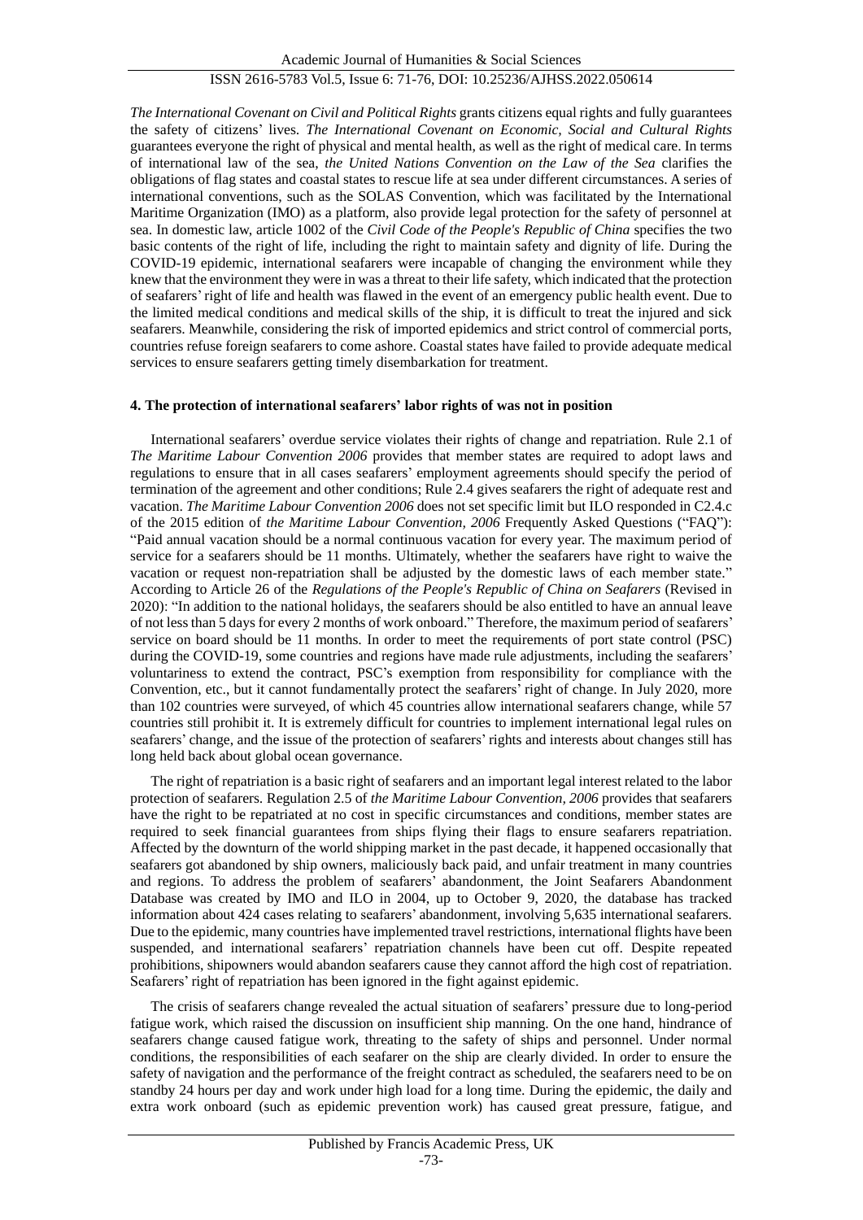*The International Covenant on Civil and Political Rights* grants citizens equal rights and fully guarantees the safety of citizens' lives. *The International Covenant on Economic, Social and Cultural Rights* guarantees everyone the right of physical and mental health, as well as the right of medical care. In terms of international law of the sea, *the United Nations Convention on the Law of the Sea* clarifies the obligations of flag states and coastal states to rescue life at sea under different circumstances. A series of international conventions, such as the SOLAS Convention, which was facilitated by the International Maritime Organization (IMO) as a platform, also provide legal protection for the safety of personnel at sea. In domestic law, article 1002 of the *Civil Code of the People's Republic of China* specifies the two basic contents of the right of life, including the right to maintain safety and dignity of life. During the COVID-19 epidemic, international seafarers were incapable of changing the environment while they knew that the environment they were in was a threat to their life safety, which indicated that the protection of seafarers' right of life and health was flawed in the event of an emergency public health event. Due to the limited medical conditions and medical skills of the ship, it is difficult to treat the injured and sick seafarers. Meanwhile, considering the risk of imported epidemics and strict control of commercial ports, countries refuse foreign seafarers to come ashore. Coastal states have failed to provide adequate medical services to ensure seafarers getting timely disembarkation for treatment.

## 4. The protection of international seafarers' labor rights of was not in position

International seafarers' overdue service violates their rights of change and repatriation. Rule 2.1 of *The Maritime Labour Convention 2006* provides that member states are required to adopt laws and regulations to ensure that in all cases seafarers' employment agreements should specify the period of termination of the agreement and other conditions; Rule 2.4 gives seafarers the right of adequate rest and vacation. *The Maritime Labour Convention 2006* does not set specific limit but ILO responded in C2.4.c of the 2015 edition of *the Maritime Labour Convention, 2006* Frequently Asked Questions ("FAQ"): "Paid annual vacation should be a normal continuous vacation for every year. The maximum period of service for a seafarers should be 11 months. Ultimately, whether the seafarers have right to waive the vacation or request non-repatriation shall be adjusted by the domestic laws of each member state." According to Article 26 of the *Regulations of the People's Republic of China on Seafarers* (Revised in 2020): "In addition to the national holidays, the seafarers should be also entitled to have an annual leave of not less than 5 days for every 2 months of work onboard." Therefore, the maximum period of seafarers' service on board should be 11 months. In order to meet the requirements of port state control (PSC) during the COVID-19, some countries and regions have made rule adjustments, including the seafarers' voluntariness to extend the contract, PSC's exemption from responsibility for compliance with the Convention, etc., but it cannot fundamentally protect the seafarers' right of change. In July 2020, more than 102 countries were surveyed, of which 45 countries allow international seafarers change, while 57 countries still prohibit it. It is extremely difficult for countries to implement international legal rules on seafarers' change, and the issue of the protection of seafarers' rights and interests about changes still has long held back about global ocean governance.

The right of repatriation is a basic right of seafarers and an important legal interest related to the labor protection of seafarers. Regulation 2.5 of *the Maritime Labour Convention, 2006* provides that seafarers have the right to be repatriated at no cost in specific circumstances and conditions, member states are required to seek financial guarantees from ships flying their flags to ensure seafarers repatriation. Affected by the downturn of the world shipping market in the past decade, it happened occasionally that seafarers got abandoned by ship owners, maliciously back paid, and unfair treatment in many countries and regions. To address the problem of seafarers' abandonment, the Joint Seafarers Abandonment Database was created by IMO and ILO in 2004, up to October 9, 2020, the database has tracked information about 424 cases relating to seafarers' abandonment, involving 5,635 international seafarers. Due to the epidemic, many countries have implemented travel restrictions, international flights have been suspended, and international seafarers' repatriation channels have been cut off. Despite repeated prohibitions, shipowners would abandon seafarers cause they cannot afford the high cost of repatriation. Seafarers' right of repatriation has been ignored in the fight against epidemic.

The crisis of seafarers change revealed the actual situation of seafarers' pressure due to long-period fatigue work, which raised the discussion on insufficient ship manning. On the one hand, hindrance of seafarers change caused fatigue work, threating to the safety of ships and personnel. Under normal conditions, the responsibilities of each seafarer on the ship are clearly divided. In order to ensure the safety of navigation and the performance of the freight contract as scheduled, the seafarers need to be on standby 24 hours per day and work under high load for a long time. During the epidemic, the daily and extra work onboard (such as epidemic prevention work) has caused great pressure, fatigue, and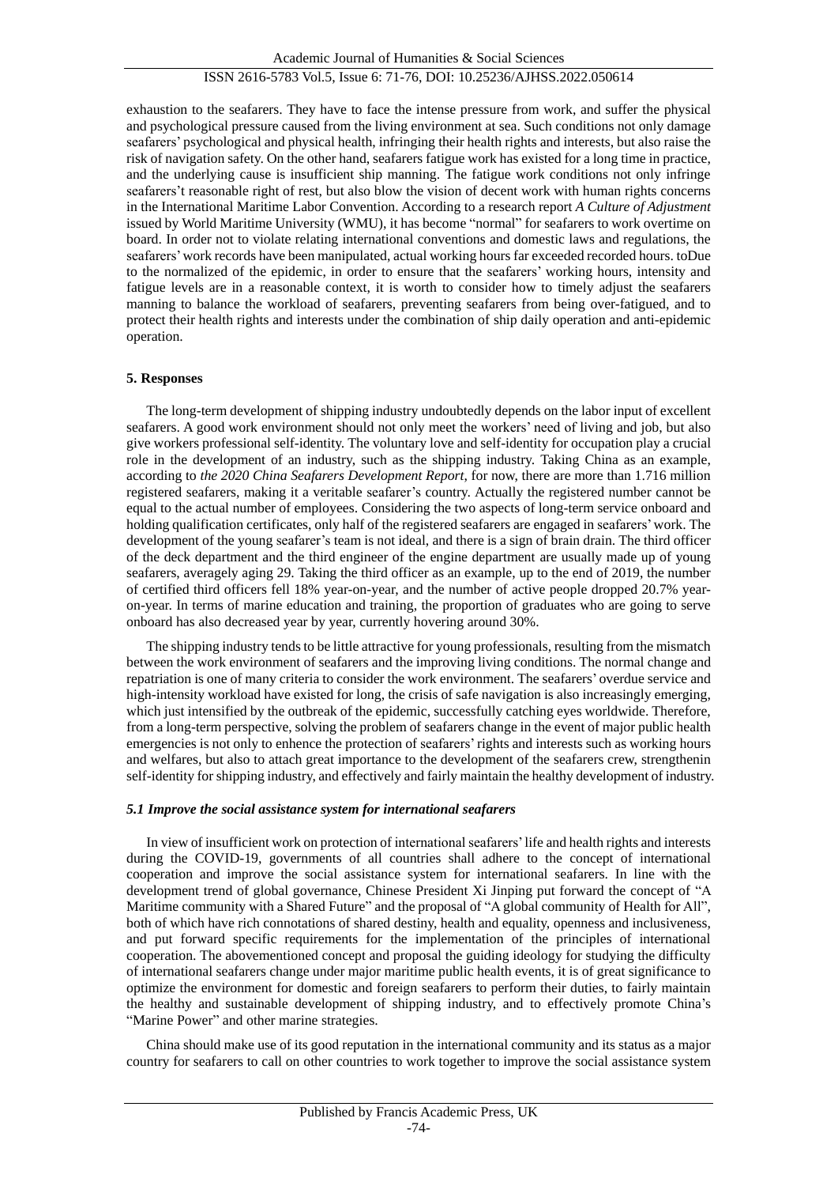exhaustion to the seafarers. They have to face the intense pressure from work, and suffer the physical and psychological pressure caused from the living environment at sea. Such conditions not only damage seafarers' psychological and physical health, infringing their health rights and interests, but also raise the risk of navigation safety. On the other hand, seafarers fatigue work has existed for a long time in practice, and the underlying cause is insufficient ship manning. The fatigue work conditions not only infringe seafarers't reasonable right of rest, but also blow the vision of decent work with human rights concerns in the International Maritime Labor Convention. According to a research report *A Culture of Adjustment* issued by World Maritime University (WMU), it has become "normal" for seafarers to work overtime on board. In order not to violate relating international conventions and domestic laws and regulations, the seafarers' work records have been manipulated, actual working hours far exceeded recorded hours. toDue to the normalized of the epidemic, in order to ensure that the seafarers' working hours, intensity and fatigue levels are in a reasonable context, it is worth to consider how to timely adjust the seafarers manning to balance the workload of seafarers, preventing seafarers from being over-fatigued, and to protect their health rights and interests under the combination of ship daily operation and anti-epidemic operation.

## 5. Responses

The long-term development of shipping industry undoubtedly depends on the labor input of excellent seafarers. A good work environment should not only meet the workers' need of living and job, but also give workers professional self-identity. The voluntary love and self-identity for occupation play a crucial role in the development of an industry, such as the shipping industry. Taking China as an example, according to *the 2020 China Seafarers Development Report*, for now, there are more than 1.716 million registered seafarers, making it a veritable seafarer's country. Actually the registered number cannot be equal to the actual number of employees. Considering the two aspects of long-term service onboard and holding qualification certificates, only half of the registered seafarers are engaged in seafarers' work. The development of the young seafarer's team is not ideal, and there is a sign of brain drain. The third officer of the deck department and the third engineer of the engine department are usually made up of young seafarers, averagely aging 29. Taking the third officer as an example, up to the end of 2019, the number of certified third officers fell 18% year-on-year, and the number of active people dropped 20.7% year-on-year. In terms of marine education and training, the proportion of graduates who are going to serve onboard has also decreased year by year, currently hovering around 30%.

The shipping industry tends to be little attractive for young professionals, resulting from the mismatch between the work environment of seafarers and the improving living conditions. The normal change and repatriation is one of many criteria to consider the work environment. The seafarers' overdue service and high-intensity workload have existed for long, the crisis of safe navigation is also increasingly emerging, which just intensified by the outbreak of the epidemic, successfully catching eyes worldwide. Therefore, from a long-term perspective, solving the problem of seafarers change in the event of major public health emergencies is not only to enhence the protection of seafarers' rights and interests such as working hours and welfares, but also to attach great importance to the development of the seafarers crew, strengthenin self-identity for shipping industry, and effectively and fairly maintain the healthy development of industry.

### *5.1 Improve the social assistance system for international seafarers*

In view of insufficient work on protection of international seafarers' life and health rights and interests during the COVID-19, governments of all countries shall adhere to the concept of international cooperation and improve the social assistance system for international seafarers. In line with the development trend of global governance, Chinese President Xi Jinping put forward the concept of "A Maritime community with a Shared Future" and the proposal of "A global community of Health for All", both of which have rich connotations of shared destiny, health and equality, openness and inclusiveness, and put forward specific requirements for the implementation of the principles of international cooperation. The abovementioned concept and proposal the guiding ideology for studying the difficulty of international seafarers change under major maritime public health events, it is of great significance to optimize the environment for domestic and foreign seafarers to perform their duties, to fairly maintain the healthy and sustainable development of shipping industry, and to effectively promote China's "Marine Power" and other marine strategies.

China should make use of its good reputation in the international community and its status as a major country for seafarers to call on other countries to work together to improve the social assistance system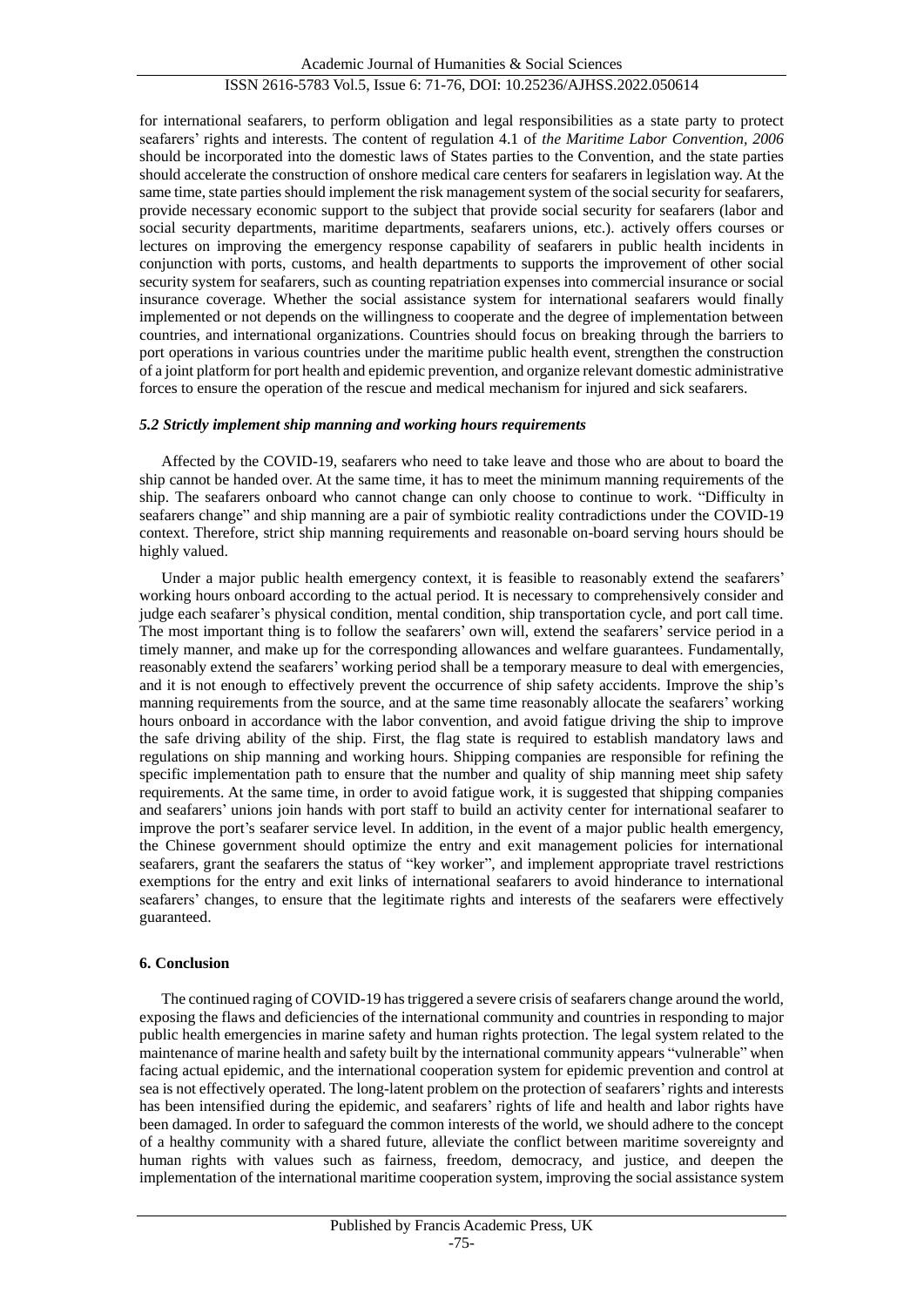for international seafarers, to perform obligation and legal responsibilities as a state party to protect seafarers' rights and interests. The content of regulation 4.1 of *the Maritime Labor Convention, 2006* should be incorporated into the domestic laws of States parties to the Convention, and the state parties should accelerate the construction of onshore medical care centers for seafarers in legislation way. At the same time, state parties should implement the risk management system of the social security for seafarers, provide necessary economic support to the subject that provide social security for seafarers (labor and social security departments, maritime departments, seafarers unions, etc.). actively offers courses or lectures on improving the emergency response capability of seafarers in public health incidents in conjunction with ports, customs, and health departments to supports the improvement of other social security system for seafarers, such as counting repatriation expenses into commercial insurance or social insurance coverage. Whether the social assistance system for international seafarers would finally implemented or not depends on the willingness to cooperate and the degree of implementation between countries, and international organizations. Countries should focus on breaking through the barriers to port operations in various countries under the maritime public health event, strengthen the construction of a joint platform for port health and epidemic prevention, and organize relevant domestic administrative forces to ensure the operation of the rescue and medical mechanism for injured and sick seafarers.

### *5.2 Strictly implement ship manning and working hours requirements*

Affected by the COVID-19, seafarers who need to take leave and those who are about to board the ship cannot be handed over. At the same time, it has to meet the minimum manning requirements of the ship. The seafarers onboard who cannot change can only choose to continue to work. "Difficulty in seafarers change" and ship manning are a pair of symbiotic reality contradictions under the COVID-19 context. Therefore, strict ship manning requirements and reasonable on-board serving hours should be highly valued.

Under a major public health emergency context, it is feasible to reasonably extend the seafarers' working hours onboard according to the actual period. It is necessary to comprehensively consider and judge each seafarer's physical condition, mental condition, ship transportation cycle, and port call time. The most important thing is to follow the seafarers' own will, extend the seafarers' service period in a timely manner, and make up for the corresponding allowances and welfare guarantees. Fundamentally, reasonably extend the seafarers' working period shall be a temporary measure to deal with emergencies, and it is not enough to effectively prevent the occurrence of ship safety accidents. Improve the ship's manning requirements from the source, and at the same time reasonably allocate the seafarers' working hours onboard in accordance with the labor convention, and avoid fatigue driving the ship to improve the safe driving ability of the ship. First, the flag state is required to establish mandatory laws and regulations on ship manning and working hours. Shipping companies are responsible for refining the specific implementation path to ensure that the number and quality of ship manning meet ship safety requirements. At the same time, in order to avoid fatigue work, it is suggested that shipping companies and seafarers' unions join hands with port staff to build an activity center for international seafarer to improve the port's seafarer service level. In addition, in the event of a major public health emergency, the Chinese government should optimize the entry and exit management policies for international seafarers, grant the seafarers the status of "key worker", and implement appropriate travel restrictions exemptions for the entry and exit links of international seafarers to avoid hinderance to international seafarers' changes, to ensure that the legitimate rights and interests of the seafarers were effectively guaranteed.

## 6. Conclusion

The continued raging of COVID-19 has triggered a severe crisis of seafarers change around the world, exposing the flaws and deficiencies of the international community and countries in responding to major public health emergencies in marine safety and human rights protection. The legal system related to the maintenance of marine health and safety built by the international community appears "vulnerable" when facing actual epidemic, and the international cooperation system for epidemic prevention and control at sea is not effectively operated. The long-latent problem on the protection of seafarers' rights and interests has been intensified during the epidemic, and seafarers' rights of life and health and labor rights have been damaged. In order to safeguard the common interests of the world, we should adhere to the concept of a healthy community with a shared future, alleviate the conflict between maritime sovereignty and human rights with values such as fairness, freedom, democracy, and justice, and deepen the implementation of the international maritime cooperation system, improving the social assistance system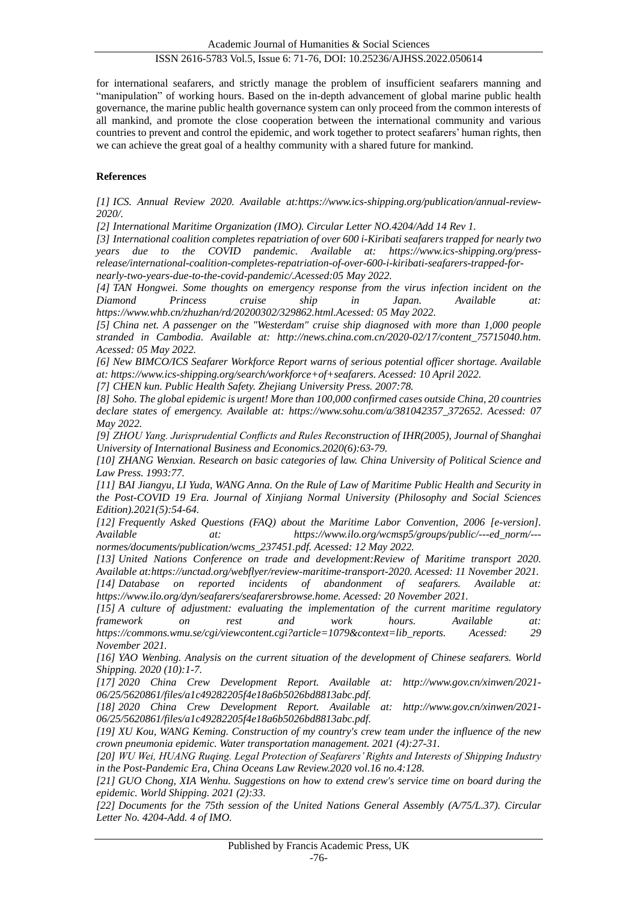for international seafarers, and strictly manage the problem of insufficient seafarers manning and "manipulation" of working hours. Based on the in-depth advancement of global marine public health governance, the marine public health governance system can only proceed from the common interests of all mankind, and promote the close cooperation between the international community and various countries to prevent and control the epidemic, and work together to protect seafarers' human rights, then we can achieve the great goal of a healthy community with a shared future for mankind.

**References**

*[1] ICS. Annual Review 2020. Available at:https://www.ics-shipping.org/publication/annual-review-2020/.*

*[2] International Maritime Organization (IMO). Circular Letter NO.4204/Add 14 Rev 1.*

*[3] International coalition completes repatriation of over 600 i-Kiribati seafarers trapped for nearly two years due to the COVID pandemic. Available at: https://www.ics-shipping.org/press-release/international-coalition-completes-repatriation-of-over-600-i-kiribati-seafarers-trapped-for-nearly-two-years-due-to-the-covid-pandemic/.Acessed:05 May 2022.*

*[4] TAN Hongwei. Some thoughts on emergency response from the virus infection incident on the Diamond Princess cruise ship in Japan. Available at: https://www.whb.cn/zhuzhan/rd/20200302/329862.html.Acessed: 05 May 2022.*

*[5] China net. A passenger on the "Westerdam" cruise ship diagnosed with more than 1,000 people stranded in Cambodia. Available at: http://news.china.com.cn/2020-02/17/content_75715040.htm. Acessed: 05 May 2022.*

*[6] New BIMCO/ICS Seafarer Workforce Report warns of serious potential officer shortage. Available at: https://www.ics-shipping.org/search/workforce+of+seafarers. Acessed: 10 April 2022.*

*[7] CHEN kun. Public Health Safety. Zhejiang University Press. 2007:78.*

*[8] Soho. The global epidemic is urgent! More than 100,000 confirmed cases outside China, 20 countries declare states of emergency. Available at: https://www.sohu.com/a/381042357_372652. Acessed: 07 May 2022.*

*[9] ZHOU Yang. Jurisprudential Conflicts and Rules Reconstruction of IHR(2005), Journal of Shanghai University of International Business and Economics.2020(6):63-79.*

*[10] ZHANG Wenxian. Research on basic categories of law. China University of Political Science and Law Press. 1993:77.*

*[11] BAI Jiangyu, LI Yuda, WANG Anna. On the Rule of Law of Maritime Public Health and Security in the Post-COVID 19 Era. Journal of Xinjiang Normal University (Philosophy and Social Sciences Edition).2021(5):54-64.*

*[12] Frequently Asked Questions (FAQ) about the Maritime Labor Convention, 2006 [e-version]. Available at: https://www.ilo.org/wcmsp5/groups/public/---ed_norm/---normes/documents/publication/wcms_237451.pdf. Acessed: 12 May 2022.*

*[13] United Nations Conference on trade and development:Review of Maritime transport 2020. Available at:https://unctad.org/webflyer/review-maritime-transport-2020. Acessed: 11 November 2021.*

*[14] Database on reported incidents of abandonment of seafarers. Available at: https://www.ilo.org/dyn/seafarers/seafarersbrowse.home. Acessed: 20 November 2021.*

*[15] A culture of adjustment: evaluating the implementation of the current maritime regulatory framework on rest and work hours. Available at: https://commons.wmu.se/cgi/viewcontent.cgi?article=1079&context=lib_reports. Acessed: 29 November 2021.*

*[16] YAO Wenbing. Analysis on the current situation of the development of Chinese seafarers. World Shipping. 2020 (10):1-7.*

*[17] 2020 China Crew Development Report. Available at: http://www.gov.cn/xinwen/2021-06/25/5620861/files/a1c49282205f4e18a6b5026bd8813abc.pdf.*

*[18] 2020 China Crew Development Report. Available at: http://www.gov.cn/xinwen/2021-06/25/5620861/files/a1c49282205f4e18a6b5026bd8813abc.pdf.*

*[19] XU Kou, WANG Keming. Construction of my country's crew team under the influence of the new crown pneumonia epidemic. Water transportation management. 2021 (4):27-31.*

*[20] WU Wei, HUANG Ruqing. Legal Protection of Seafarers' Rights and Interests of Shipping Industry in the Post-Pandemic Era, China Oceans Law Review.2020 vol.16 no.4:128.*

*[21] GUO Chong, XIA Wenhu. Suggestions on how to extend crew's service time on board during the epidemic. World Shipping. 2021 (2):33.*

*[22] Documents for the 75th session of the United Nations General Assembly (A/75/L.37). Circular Letter No. 4204-Add. 4 of IMO.*